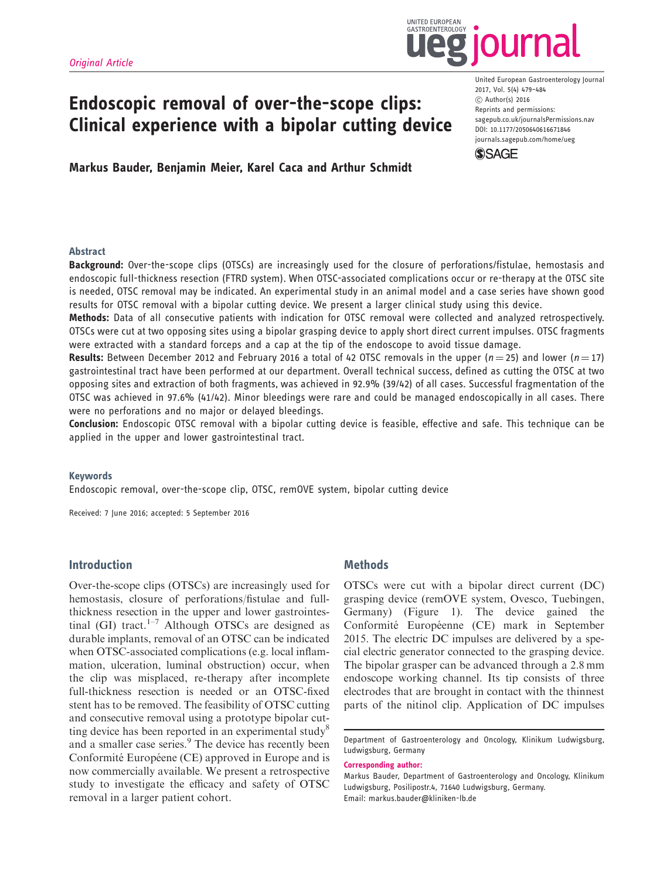*Original Article*

# Endoscopic removal of over-the-scope clips: Clinical experience with a bipolar cutting device

**Markus Bauder, Benjamin Meier, Karel Caca and Arthur Schmidt**

United European Gastroenterology Journal
2017, Vol. 5(4) 479–484
© Author(s) 2016
Reprints and permissions: sagepub.co.uk/journalsPermissions.nav
DOI: 10.1177/2050640616671846
journals.sagepub.com/home/ueg

### Abstract

**Background:** Over-the-scope clips (OTSCs) are increasingly used for the closure of perforations/fistulae, hemostasis and endoscopic full-thickness resection (FTRD system). When OTSC-associated complications occur or re-therapy at the OTSC site is needed, OTSC removal may be indicated. An experimental study in an animal model and a case series have shown good results for OTSC removal with a bipolar cutting device. We present a larger clinical study using this device.

**Methods:** Data of all consecutive patients with indication for OTSC removal were collected and analyzed retrospectively. OTSCs were cut at two opposing sites using a bipolar grasping device to apply short direct current impulses. OTSC fragments were extracted with a standard forceps and a cap at the tip of the endoscope to avoid tissue damage.

**Results:** Between December 2012 and February 2016 a total of 42 OTSC removals in the upper ($n = 25$) and lower ($n = 17$) gastrointestinal tract have been performed at our department. Overall technical success, defined as cutting the OTSC at two opposing sites and extraction of both fragments, was achieved in 92.9% (39/42) of all cases. Successful fragmentation of the OTSC was achieved in 97.6% (41/42). Minor bleedings were rare and could be managed endoscopically in all cases. There were no perforations and no major or delayed bleedings.

**Conclusion:** Endoscopic OTSC removal with a bipolar cutting device is feasible, effective and safe. This technique can be applied in the upper and lower gastrointestinal tract.

### Keywords

Endoscopic removal, over-the-scope clip, OTSC, remOVE system, bipolar cutting device

Received: 7 June 2016; accepted: 5 September 2016

## Introduction

Over-the-scope clips (OTSCs) are increasingly used for hemostasis, closure of perforations/fistulae and full-thickness resection in the upper and lower gastrointestinal (GI) tract.[1–7] Although OTSCs are designed as durable implants, removal of an OTSC can be indicated when OTSC-associated complications (e.g. local inflammation, ulceration, luminal obstruction) occur, when the clip was misplaced, re-therapy after incomplete full-thickness resection is needed or an OTSC-fixed stent has to be removed. The feasibility of OTSC cutting and consecutive removal using a prototype bipolar cutting device has been reported in an experimental study[8] and a smaller case series.[9] The device has recently been Conformité Européene (CE) approved in Europe and is now commercially available. We present a retrospective study to investigate the efficacy and safety of OTSC removal in a larger patient cohort.

## Methods

OTSCs were cut with a bipolar direct current (DC) grasping device (remOVE system, Ovesco, Tuebingen, Germany) (Figure 1). The device gained the Conformité Européenne (CE) mark in September 2015. The electric DC impulses are delivered by a special electric generator connected to the grasping device. The bipolar grasper can be advanced through a 2.8 mm endoscope working channel. Its tip consists of three electrodes that are brought in contact with the thinnest parts of the nitinol clip. Application of DC impulses

Department of Gastroenterology and Oncology, Klinikum Ludwigsburg, Ludwigsburg, Germany

**Corresponding author:**
Markus Bauder, Department of Gastroenterology and Oncology, Klinikum Ludwigsburg, Posilipostr.4, 71640 Ludwigsburg, Germany.
Email: markus.bauder@kliniken-lb.de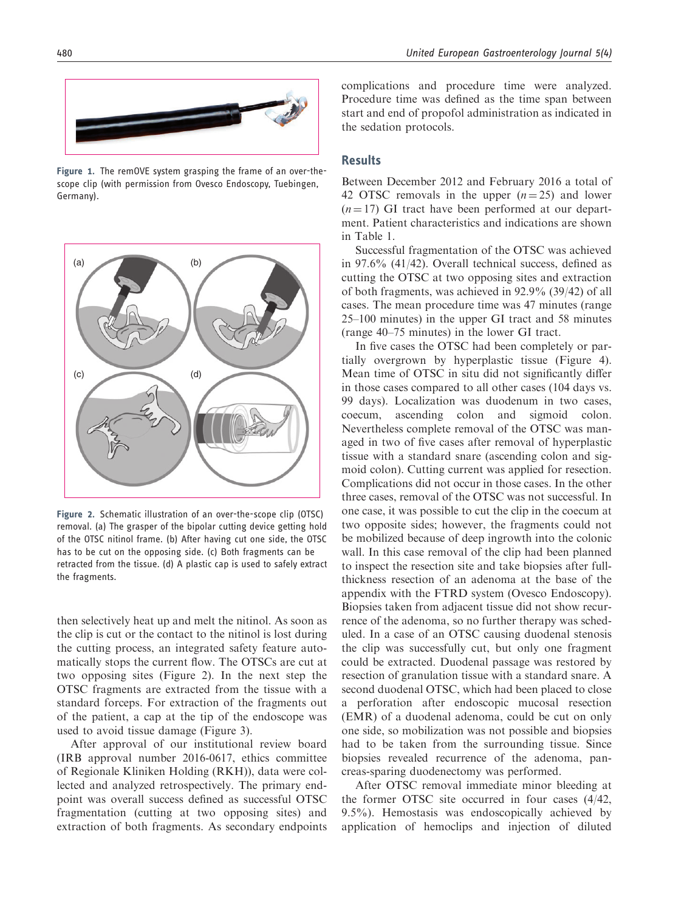Figure 1. The remOVE system grasping the frame of an over-the-scope clip (with permission from Ovesco Endoscopy, Tuebingen, Germany).

Figure 2. Schematic illustration of an over-the-scope clip (OTSC) removal. (a) The grasper of the bipolar cutting device getting hold of the OTSC nitinol frame. (b) After having cut one side, the OTSC has to be cut on the opposing side. (c) Both fragments can be retracted from the tissue. (d) A plastic cap is used to safely extract the fragments.

then selectively heat up and melt the nitinol. As soon as the clip is cut or the contact to the nitinol is lost during the cutting process, an integrated safety feature automatically stops the current flow. The OTSCs are cut at two opposing sites (Figure 2). In the next step the OTSC fragments are extracted from the tissue with a standard forceps. For extraction of the fragments out of the patient, a cap at the tip of the endoscope was used to avoid tissue damage (Figure 3).

After approval of our institutional review board (IRB approval number 2016-0617, ethics committee of Regionale Kliniken Holding (RKH)), data were collected and analyzed retrospectively. The primary endpoint was overall success defined as successful OTSC fragmentation (cutting at two opposing sites) and extraction of both fragments. As secondary endpoints complications and procedure time were analyzed. Procedure time was defined as the time span between start and end of propofol administration as indicated in the sedation protocols.

## Results

Between December 2012 and February 2016 a total of 42 OTSC removals in the upper ($n = 25$) and lower ($n = 17$) GI tract have been performed at our department. Patient characteristics and indications are shown in Table 1.

Successful fragmentation of the OTSC was achieved in 97.6% (41/42). Overall technical success, defined as cutting the OTSC at two opposing sites and extraction of both fragments, was achieved in 92.9% (39/42) of all cases. The mean procedure time was 47 minutes (range 25–100 minutes) in the upper GI tract and 58 minutes (range 40–75 minutes) in the lower GI tract.

In five cases the OTSC had been completely or partially overgrown by hyperplastic tissue (Figure 4). Mean time of OTSC in situ did not significantly differ in those cases compared to all other cases (104 days vs. 99 days). Localization was duodenum in two cases, coecum, ascending colon and sigmoid colon. Nevertheless complete removal of the OTSC was managed in two of five cases after removal of hyperplastic tissue with a standard snare (ascending colon and sigmoid colon). Cutting current was applied for resection. Complications did not occur in those cases. In the other three cases, removal of the OTSC was not successful. In one case, it was possible to cut the clip in the coecum at two opposite sides; however, the fragments could not be mobilized because of deep ingrowth into the colonic wall. In this case removal of the clip had been planned to inspect the resection site and take biopsies after full-thickness resection of an adenoma at the base of the appendix with the FTRD system (Ovesco Endoscopy). Biopsies taken from adjacent tissue did not show recurrence of the adenoma, so no further therapy was scheduled. In a case of an OTSC causing duodenal stenosis the clip was successfully cut, but only one fragment could be extracted. Duodenal passage was restored by resection of granulation tissue with a standard snare. A second duodenal OTSC, which had been placed to close a perforation after endoscopic mucosal resection (EMR) of a duodenal adenoma, could be cut on only one side, so mobilization was not possible and biopsies had to be taken from the surrounding tissue. Since biopsies revealed recurrence of the adenoma, pancreas-sparing duodenectomy was performed.

After OTSC removal immediate minor bleeding at the former OTSC site occurred in four cases (4/42, 9.5%). Hemostasis was endoscopically achieved by application of hemoclips and injection of diluted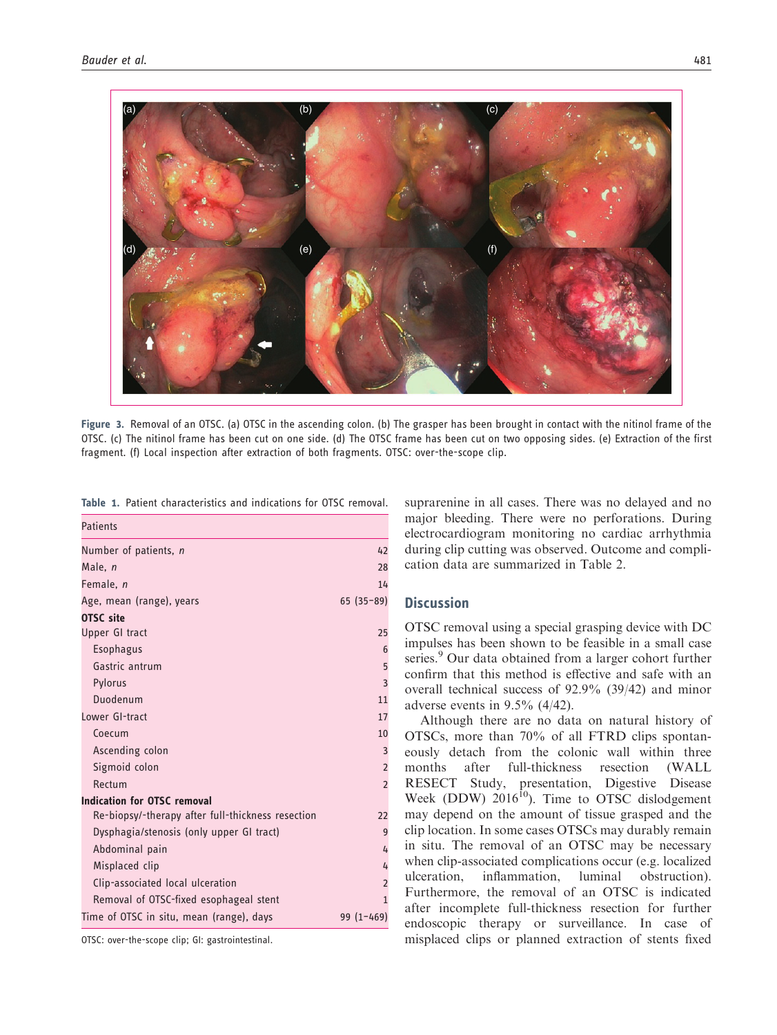Figure 3. Removal of an OTSC. (a) OTSC in the ascending colon. (b) The grasper has been brought in contact with the nitinol frame of the OTSC. (c) The nitinol frame has been cut on one side. (d) The OTSC frame has been cut on two opposing sides. (e) Extraction of the first fragment. (f) Local inspection after extraction of both fragments. OTSC: over-the-scope clip.

Table 1. Patient characteristics and indications for OTSC removal.

| Patients | |
|---|---|
| Number of patients, *n* | 42 |
| Male, *n* | 28 |
| Female, *n* | 14 |
| Age, mean (range), years | 65 (35–89) |
| **OTSC site** | |
| Upper GI tract | 25 |
| Esophagus | 6 |
| Gastric antrum | 5 |
| Pylorus | 3 |
| Duodenum | 11 |
| Lower GI-tract | 17 |
| Coecum | 10 |
| Ascending colon | 3 |
| Sigmoid colon | 2 |
| Rectum | 2 |
| **Indication for OTSC removal** | |
| Re-biopsy/-therapy after full-thickness resection | 22 |
| Dysphagia/stenosis (only upper GI tract) | 9 |
| Abdominal pain | 4 |
| Misplaced clip | 4 |
| Clip-associated local ulceration | 2 |
| Removal of OTSC-fixed esophageal stent | 1 |
| Time of OTSC in situ, mean (range), days | 99 (1–469) |

OTSC: over-the-scope clip; GI: gastrointestinal.

suprarenine in all cases. There was no delayed and no major bleeding. There were no perforations. During electrocardiogram monitoring no cardiac arrhythmia during clip cutting was observed. Outcome and complication data are summarized in Table 2.

## Discussion

OTSC removal using a special grasping device with DC impulses has been shown to be feasible in a small case series.[9] Our data obtained from a larger cohort further confirm that this method is effective and safe with an overall technical success of 92.9% (39/42) and minor adverse events in 9.5% (4/42).

Although there are no data on natural history of OTSCs, more than 70% of all FTRD clips spontaneously detach from the colonic wall within three months after full-thickness resection (WALL RESECT Study, presentation, Digestive Disease Week (DDW) 2016[10]). Time to OTSC dislodgement may depend on the amount of tissue grasped and the clip location. In some cases OTSCs may durably remain in situ. The removal of an OTSC may be necessary when clip-associated complications occur (e.g. localized ulceration, inflammation, luminal obstruction). Furthermore, the removal of an OTSC is indicated after incomplete full-thickness resection for further endoscopic therapy or surveillance. In case of misplaced clips or planned extraction of stents fixed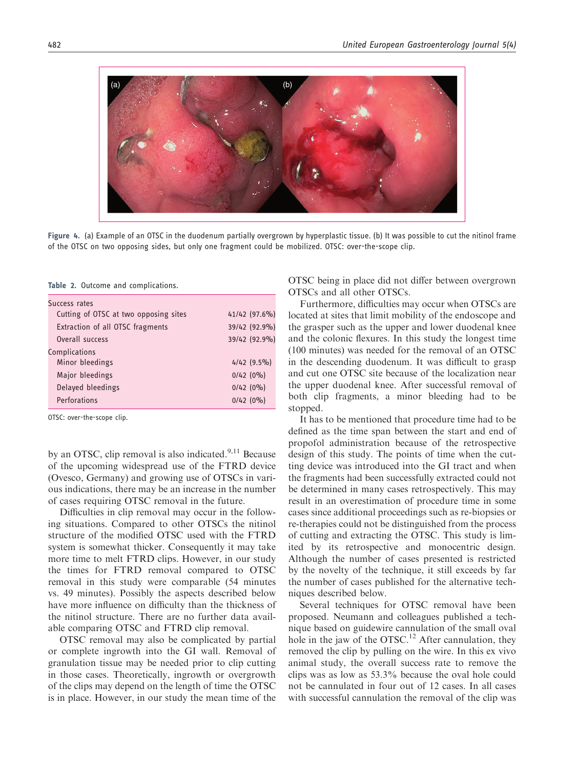Figure 4. (a) Example of an OTSC in the duodenum partially overgrown by hyperplastic tissue. (b) It was possible to cut the nitinol frame of the OTSC on two opposing sides, but only one fragment could be mobilized. OTSC: over-the-scope clip.

Table 2. Outcome and complications.

| | |
|---|---|
| Success rates | |
| Cutting of OTSC at two opposing sites | 41/42 (97.6%) |
| Extraction of all OTSC fragments | 39/42 (92.9%) |
| Overall success | 39/42 (92.9%) |
| Complications | |
| Minor bleedings | 4/42 (9.5%) |
| Major bleedings | 0/42 (0%) |
| Delayed bleedings | 0/42 (0%) |
| Perforations | 0/42 (0%) |

OTSC: over-the-scope clip.

by an OTSC, clip removal is also indicated.[9,11] Because of the upcoming widespread use of the FTRD device (Ovesco, Germany) and growing use of OTSCs in various indications, there may be an increase in the number of cases requiring OTSC removal in the future.

Difficulties in clip removal may occur in the following situations. Compared to other OTSCs the nitinol structure of the modified OTSC used with the FTRD system is somewhat thicker. Consequently it may take more time to melt FTRD clips. However, in our study the times for FTRD removal compared to OTSC removal in this study were comparable (54 minutes vs. 49 minutes). Possibly the aspects described below have more influence on difficulty than the thickness of the nitinol structure. There are no further data available comparing OTSC and FTRD clip removal.

OTSC removal may also be complicated by partial or complete ingrowth into the GI wall. Removal of granulation tissue may be needed prior to clip cutting in those cases. Theoretically, ingrowth or overgrowth of the clips may depend on the length of time the OTSC is in place. However, in our study the mean time of the OTSC being in place did not differ between overgrown OTSCs and all other OTSCs.

Furthermore, difficulties may occur when OTSCs are located at sites that limit mobility of the endoscope and the grasper such as the upper and lower duodenal knee and the colonic flexures. In this study the longest time (100 minutes) was needed for the removal of an OTSC in the descending duodenum. It was difficult to grasp and cut one OTSC site because of the localization near the upper duodenal knee. After successful removal of both clip fragments, a minor bleeding had to be stopped.

It has to be mentioned that procedure time had to be defined as the time span between the start and end of propofol administration because of the retrospective design of this study. The points of time when the cutting device was introduced into the GI tract and when the fragments had been successfully extracted could not be determined in many cases retrospectively. This may result in an overestimation of procedure time in some cases since additional proceedings such as re-biopsies or re-therapies could not be distinguished from the process of cutting and extracting the OTSC. This study is limited by its retrospective and monocentric design. Although the number of cases presented is restricted by the novelty of the technique, it still exceeds by far the number of cases published for the alternative techniques described below.

Several techniques for OTSC removal have been proposed. Neumann and colleagues published a technique based on guidewire cannulation of the small oval hole in the jaw of the OTSC.[12] After cannulation, they removed the clip by pulling on the wire. In this ex vivo animal study, the overall success rate to remove the clips was as low as 53.3% because the oval hole could not be cannulated in four out of 12 cases. In all cases with successful cannulation the removal of the clip was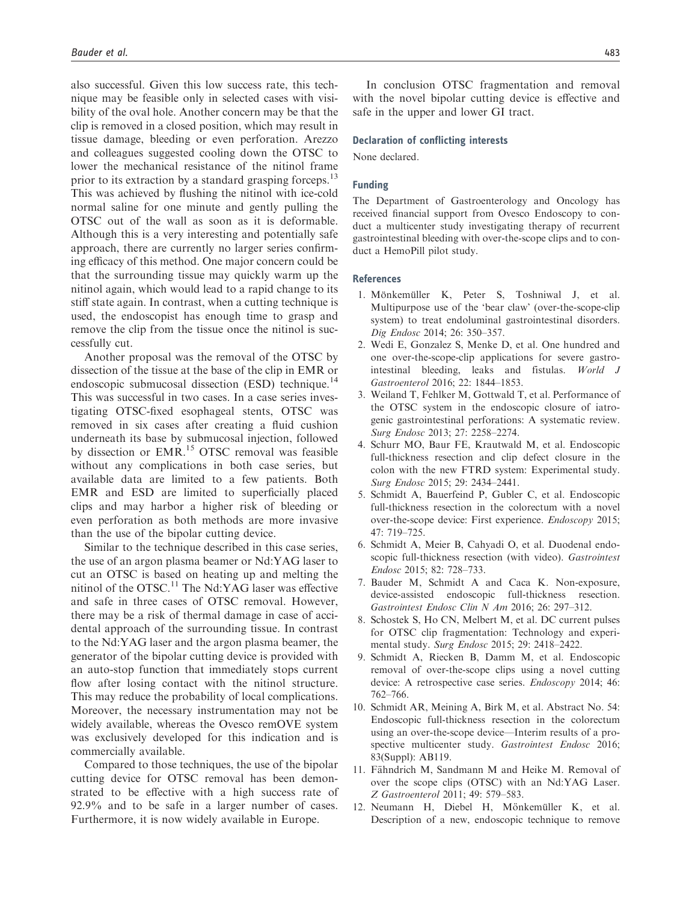also successful. Given this low success rate, this technique may be feasible only in selected cases with visibility of the oval hole. Another concern may be that the clip is removed in a closed position, which may result in tissue damage, bleeding or even perforation. Arezzo and colleagues suggested cooling down the OTSC to lower the mechanical resistance of the nitinol frame prior to its extraction by a standard grasping forceps.[13] This was achieved by flushing the nitinol with ice-cold normal saline for one minute and gently pulling the OTSC out of the wall as soon as it is deformable. Although this is a very interesting and potentially safe approach, there are currently no larger series confirming efficacy of this method. One major concern could be that the surrounding tissue may quickly warm up the nitinol again, which would lead to a rapid change to its stiff state again. In contrast, when a cutting technique is used, the endoscopist has enough time to grasp and remove the clip from the tissue once the nitinol is successfully cut.

Another proposal was the removal of the OTSC by dissection of the tissue at the base of the clip in EMR or endoscopic submucosal dissection (ESD) technique.[14] This was successful in two cases. In a case series investigating OTSC-fixed esophageal stents, OTSC was removed in six cases after creating a fluid cushion underneath its base by submucosal injection, followed by dissection or EMR.[15] OTSC removal was feasible without any complications in both case series, but available data are limited to a few patients. Both EMR and ESD are limited to superficially placed clips and may harbor a higher risk of bleeding or even perforation as both methods are more invasive than the use of the bipolar cutting device.

Similar to the technique described in this case series, the use of an argon plasma beamer or Nd:YAG laser to cut an OTSC is based on heating up and melting the nitinol of the OTSC.[11] The Nd:YAG laser was effective and safe in three cases of OTSC removal. However, there may be a risk of thermal damage in case of accidental approach of the surrounding tissue. In contrast to the Nd:YAG laser and the argon plasma beamer, the generator of the bipolar cutting device is provided with an auto-stop function that immediately stops current flow after losing contact with the nitinol structure. This may reduce the probability of local complications. Moreover, the necessary instrumentation may not be widely available, whereas the Ovesco remOVE system was exclusively developed for this indication and is commercially available.

Compared to those techniques, the use of the bipolar cutting device for OTSC removal has been demonstrated to be effective with a high success rate of 92.9% and to be safe in a larger number of cases. Furthermore, it is now widely available in Europe.

In conclusion OTSC fragmentation and removal with the novel bipolar cutting device is effective and safe in the upper and lower GI tract.

## Declaration of conflicting interests

None declared.

## Funding

The Department of Gastroenterology and Oncology has received financial support from Ovesco Endoscopy to conduct a multicenter study investigating therapy of recurrent gastrointestinal bleeding with over-the-scope clips and to conduct a HemoPill pilot study.

## References

1. Mönkemüller K, Peter S, Toshniwal J, et al. Multipurpose use of the 'bear claw' (over-the-scope-clip system) to treat endoluminal gastrointestinal disorders. *Dig Endosc* 2014; 26: 350–357.
2. Wedi E, Gonzalez S, Menke D, et al. One hundred and one over-the-scope-clip applications for severe gastrointestinal bleeding, leaks and fistulas. *World J Gastroenterol* 2016; 22: 1844–1853.
3. Weiland T, Fehlker M, Gottwald T, et al. Performance of the OTSC system in the endoscopic closure of iatrogenic gastrointestinal perforations: A systematic review. *Surg Endosc* 2013; 27: 2258–2274.
4. Schurr MO, Baur FE, Krautwald M, et al. Endoscopic full-thickness resection and clip defect closure in the colon with the new FTRD system: Experimental study. *Surg Endosc* 2015; 29: 2434–2441.
5. Schmidt A, Bauerfeind P, Gubler C, et al. Endoscopic full-thickness resection in the colorectum with a novel over-the-scope device: First experience. *Endoscopy* 2015; 47: 719–725.
6. Schmidt A, Meier B, Cahyadi O, et al. Duodenal endoscopic full-thickness resection (with video). *Gastrointest Endosc* 2015; 82: 728–733.
7. Bauder M, Schmidt A and Caca K. Non-exposure, device-assisted endoscopic full-thickness resection. *Gastrointest Endosc Clin N Am* 2016; 26: 297–312.
8. Schostek S, Ho CN, Melbert M, et al. DC current pulses for OTSC clip fragmentation: Technology and experimental study. *Surg Endosc* 2015; 29: 2418–2422.
9. Schmidt A, Riecken B, Damm M, et al. Endoscopic removal of over-the-scope clips using a novel cutting device: A retrospective case series. *Endoscopy* 2014; 46: 762–766.
10. Schmidt AR, Meining A, Birk M, et al. Abstract No. 54: Endoscopic full-thickness resection in the colorectum using an over-the-scope device—Interim results of a prospective multicenter study. *Gastrointest Endosc* 2016; 83(Suppl): AB119.
11. Fähndrich M, Sandmann M and Heike M. Removal of over the scope clips (OTSC) with an Nd:YAG Laser. *Z Gastroenterol* 2011; 49: 579–583.
12. Neumann H, Diebel H, Mönkemüller K, et al. Description of a new, endoscopic technique to remove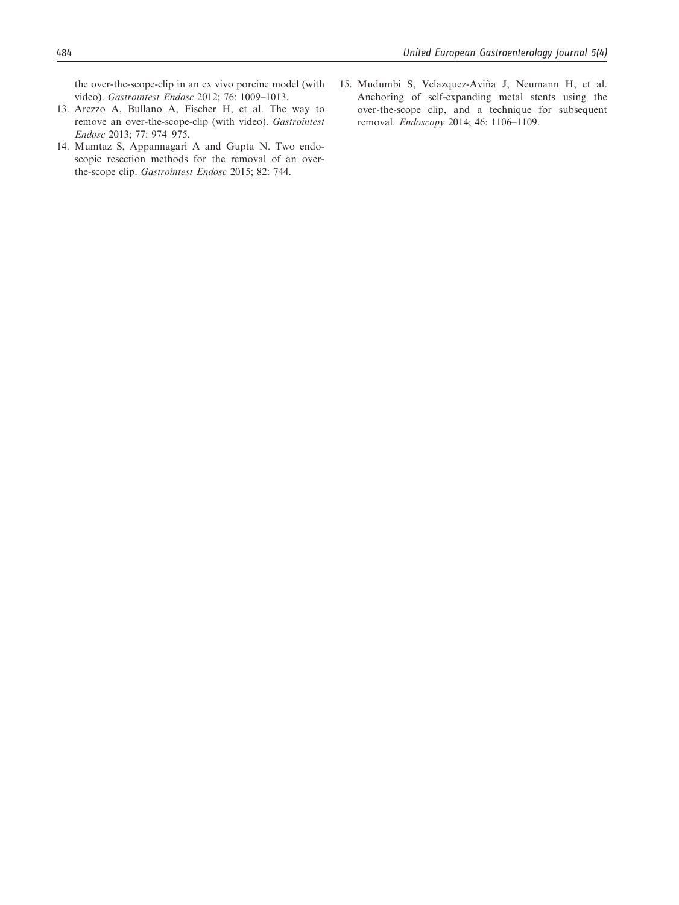the over-the-scope-clip in an ex vivo porcine model (with video). *Gastrointest Endosc* 2012; 76: 1009–1013.

13. Arezzo A, Bullano A, Fischer H, et al. The way to remove an over-the-scope-clip (with video). *Gastrointest Endosc* 2013; 77: 974–975.
14. Mumtaz S, Appannagari A and Gupta N. Two endoscopic resection methods for the removal of an over-the-scope clip. *Gastrointest Endosc* 2015; 82: 744.
15. Mudumbi S, Velazquez-Aviña J, Neumann H, et al. Anchoring of self-expanding metal stents using the over-the-scope clip, and a technique for subsequent removal. *Endoscopy* 2014; 46: 1106–1109.